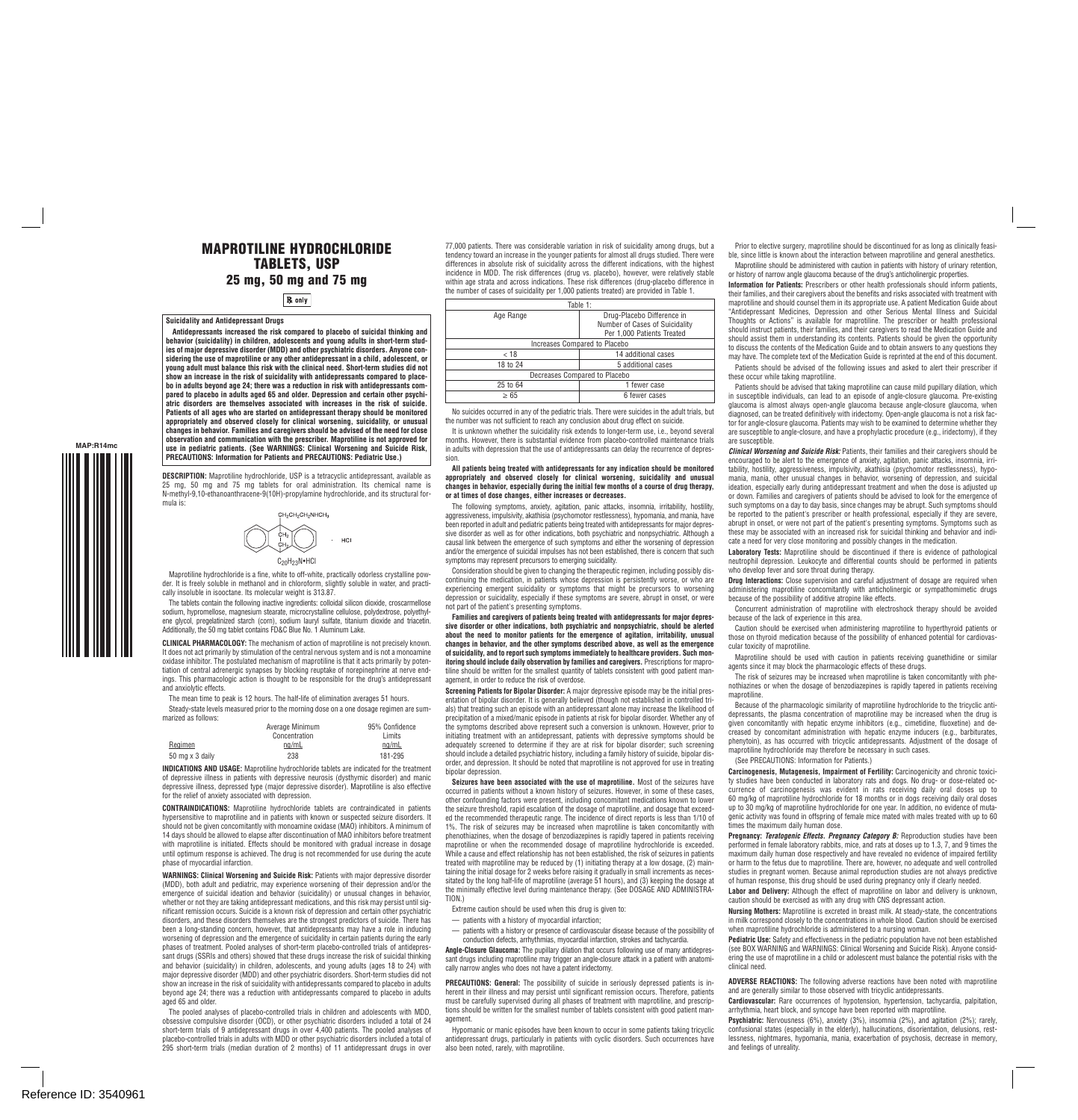# MAPROTILINE HYDROCHLORIDE TABLETS, USP
## 25 mg, 50 mg and 75 mg

℞ only

**Suicidality and Antidepressant Drugs**

**Antidepressants increased the risk compared to placebo of suicidal thinking and behavior (suicidality) in children, adolescents and young adults in short-term studies of major depressive disorder (MDD) and other psychiatric disorders. Anyone considering the use of maprotiline or any other antidepressant in a child, adolescent, or young adult must balance this risk with the clinical need. Short-term studies did not show an increase in the risk of suicidality with antidepressants compared to placebo in adults beyond age 24; there was a reduction in risk with antidepressants compared to placebo in adults aged 65 and older. Depression and certain other psychiatric disorders are themselves associated with increases in the risk of suicide. Patients of all ages who are started on antidepressant therapy should be monitored appropriately and observed closely for clinical worsening, suicidality, or unusual changes in behavior. Families and caregivers should be advised of the need for close observation and communication with the prescriber. Maprotiline is not approved for use in pediatric patients. (See WARNINGS: Clinical Worsening and Suicide Risk, PRECAUTIONS: Information for Patients and PRECAUTIONS: Pediatric Use.)**

**DESCRIPTION:** Maprotiline hydrochloride, USP is a tetracyclic antidepressant, available as 25 mg, 50 mg and 75 mg tablets for oral administration. Its chemical name is N-methyl-9,10-ethanoanthracene-9(10H)-propylamine hydrochloride, and its structural formula is:

$CH_2CH_2CH_2NHCH_3$ · HCl

$C_{20}H_{23}N{\bullet}HCl$

Maprotiline hydrochloride is a fine, white to off-white, practically odorless crystalline powder. It is freely soluble in methanol and in chloroform, slightly soluble in water, and practically insoluble in isooctane. Its molecular weight is 313.87.

The tablets contain the following inactive ingredients: colloidal silicon dioxide, croscarmellose sodium, hypromellose, magnesium stearate, microcrystalline cellulose, polydextrose, polyethylene glycol, pregelatinized starch (corn), sodium lauryl sulfate, titanium dioxide and triacetin. Additionally, the 50 mg tablet contains FD&C Blue No. 1 Aluminum Lake.

**CLINICAL PHARMACOLOGY:** The mechanism of action of maprotiline is not precisely known. It does not act primarily by stimulation of the central nervous system and is not a monoamine oxidase inhibitor. The postulated mechanism of maprotiline is that it acts primarily by potentiation of central adrenergic synapses by blocking reuptake of norepinephrine at nerve endings. This pharmacologic action is thought to be responsible for the drug's antidepressant and anxiolytic effects.

The mean time to peak is 12 hours. The half-life of elimination averages 51 hours.

Steady-state levels measured prior to the morning dose on a one dosage regimen are summarized as follows:

| Regimen | Average Minimum Concentration ng/mL | 95% Confidence Limits ng/mL |
|---|---|---|
| 50 mg x 3 daily | 238 | 181-295 |

**INDICATIONS AND USAGE:** Maprotiline hydrochloride tablets are indicated for the treatment of depressive illness in patients with depressive neurosis (dysthymic disorder) and manic depressive illness, depressed type (major depressive disorder). Maprotiline is also effective for the relief of anxiety associated with depression.

**CONTRAINDICATIONS:** Maprotiline hydrochloride tablets are contraindicated in patients hypersensitive to maprotiline and in patients with known or suspected seizure disorders. It should not be given concomitantly with monoamine oxidase (MAO) inhibitors. A minimum of 14 days should be allowed to elapse after discontinuation of MAO inhibitors before treatment with maprotiline is initiated. Effects should be monitored with gradual increase in dosage until optimum response is achieved. The drug is not recommended for use during the acute phase of myocardial infarction.

**WARNINGS: Clinical Worsening and Suicide Risk:** Patients with major depressive disorder (MDD), both adult and pediatric, may experience worsening of their depression and/or the emergence of suicidal ideation and behavior (suicidality) or unusual changes in behavior, whether or not they are taking antidepressant medications, and this risk may persist until significant remission occurs. Suicide is a known risk of depression and certain other psychiatric disorders, and these disorders themselves are the strongest predictors of suicide. There has been a long-standing concern, however, that antidepressants may have a role in inducing worsening of depression and the emergence of suicidality in certain patients during the early phases of treatment. Pooled analyses of short-term placebo-controlled trials of antidepressant drugs (SSRIs and others) showed that these drugs increase the risk of suicidal thinking and behavior (suicidality) in children, adolescents, and young adults (ages 18 to 24) with major depressive disorder (MDD) and other psychiatric disorders. Short-term studies did not show an increase in the risk of suicidality with antidepressants compared to placebo in adults beyond age 24; there was a reduction with antidepressants compared to placebo in adults aged 65 and older.

The pooled analyses of placebo-controlled trials in children and adolescents with MDD, obsessive compulsive disorder (OCD), or other psychiatric disorders included a total of 24 short-term trials of 9 antidepressant drugs in over 4,400 patients. The pooled analyses of placebo-controlled trials in adults with MDD or other psychiatric disorders included a total of 295 short-term trials (median duration of 2 months) of 11 antidepressant drugs in over 77,000 patients. There was considerable variation in risk of suicidality among drugs, but a tendency toward an increase in the younger patients for almost all drugs studied. There were differences in absolute risk of suicidality across the different indications, with the highest incidence in MDD. The risk differences (drug vs. placebo), however, were relatively stable within age strata and across indications. These risk differences (drug-placebo difference in the number of cases of suicidality per 1,000 patients treated) are provided in Table 1.

| Table 1: | |
|---|---|
| Age Range | Drug-Placebo Difference in Number of Cases of Suicidality Per 1,000 Patients Treated |
| Increases Compared to Placebo | |
| < 18 | 14 additional cases |
| 18 to 24 | 5 additional cases |
| Decreases Compared to Placebo | |
| 25 to 64 | 1 fewer case |
| ≥ 65 | 6 fewer cases |

No suicides occurred in any of the pediatric trials. There were suicides in the adult trials, but the number was not sufficient to reach any conclusion about drug effect on suicide.

It is unknown whether the suicidality risk extends to longer-term use, i.e., beyond several months. However, there is substantial evidence from placebo-controlled maintenance trials in adults with depression that the use of antidepressants can delay the recurrence of depression.

**All patients being treated with antidepressants for any indication should be monitored appropriately and observed closely for clinical worsening, suicidality and unusual changes in behavior, especially during the initial few months of a course of drug therapy, or at times of dose changes, either increases or decreases.**

The following symptoms, anxiety, agitation, panic attacks, insomnia, irritability, hostility, aggressiveness, impulsivity, akathisia (psychomotor restlessness), hypomania, and mania, have been reported in adult and pediatric patients being treated with antidepressants for major depressive disorder as well as for other indications, both psychiatric and nonpsychiatric. Although a causal link between the emergence of such symptoms and either the worsening of depression and/or the emergence of suicidal impulses has not been established, there is concern that such symptoms may represent precursors to emerging suicidality.

Consideration should be given to changing the therapeutic regimen, including possibly discontinuing the medication, in patients whose depression is persistently worse, or who are experiencing emergent suicidality or symptoms that might be precursors to worsening depression or suicidality, especially if these symptoms are severe, abrupt in onset, or were not part of the patient's presenting symptoms.

**Families and caregivers of patients being treated with antidepressants for major depressive disorder or other indications, both psychiatric and nonpsychiatric, should be alerted about the need to monitor patients for the emergence of agitation, irritability, unusual changes in behavior, and the other symptoms described above, as well as the emergence of suicidality, and to report such symptoms immediately to healthcare providers. Such monitoring should include daily observation by families and caregivers.** Prescriptions for maprotiline should be written for the smallest quantity of tablets consistent with good patient management, in order to reduce the risk of overdose.

**Screening Patients for Bipolar Disorder:** A major depressive episode may be the initial presentation of bipolar disorder. It is generally believed (though not established in controlled trials) that treating such an episode with an antidepressant alone may increase the likelihood of precipitation of a mixed/manic episode in patients at risk for bipolar disorder. Whether any of the symptoms described above represent such a conversion is unknown. However, prior to initiating treatment with an antidepressant, patients with depressive symptoms should be adequately screened to determine if they are at risk for bipolar disorder; such screening should include a detailed psychiatric history, including a family history of suicide, bipolar disorder, and depression. It should be noted that maprotiline is not approved for use in treating bipolar depression.

**Seizures have been associated with the use of maprotiline.** Most of the seizures have occurred in patients without a known history of seizures. However, in some of these cases, other confounding factors were present, including concomitant medications known to lower the seizure threshold, rapid escalation of the dosage of maprotiline, and dosage that exceeded the recommended therapeutic range. The incidence of direct reports is less than 1/10 of 1%. The risk of seizures may be increased when maprotiline is taken concomitantly with phenothiazines, when the dosage of benzodiazepines is rapidly tapered in patients receiving maprotiline or when the recommended dosage of maprotiline hydrochloride is exceeded. While a cause and effect relationship has not been established, the risk of seizures in patients treated with maprotiline may be reduced by (1) initiating therapy at a low dosage, (2) maintaining the initial dosage for 2 weeks before raising it gradually in small increments as necessitated by the long half-life of maprotiline (average 51 hours), and (3) keeping the dosage at the minimally effective level during maintenance therapy. (See DOSAGE AND ADMINISTRATION.)

Extreme caution should be used when this drug is given to:

- patients with a history of myocardial infarction;
- patients with a history or presence of cardiovascular disease because of the possibility of conduction defects, arrhythmias, myocardial infarction, strokes and tachycardia.

**Angle-Closure Glaucoma:** The pupillary dilation that occurs following use of many antidepressant drugs including maprotiline may trigger an angle-closure attack in a patient with anatomically narrow angles who does not have a patent iridectomy.

**PRECAUTIONS: General:** The possibility of suicide in seriously depressed patients is inherent in their illness and may persist until significant remission occurs. Therefore, patients must be carefully supervised during all phases of treatment with maprotiline, and prescriptions should be written for the smallest number of tablets consistent with good patient management.

Hypomanic or manic episodes have been known to occur in some patients taking tricyclic antidepressant drugs, particularly in patients with cyclic disorders. Such occurrences have also been noted, rarely, with maprotiline.

Prior to elective surgery, maprotiline should be discontinued for as long as clinically feasible, since little is known about the interaction between maprotiline and general anesthetics.

Maprotiline should be administered with caution in patients with history of urinary retention, or history of narrow angle glaucoma because of the drug's anticholinergic properties.

**Information for Patients:** Prescribers or other health professionals should inform patients, their families, and their caregivers about the benefits and risks associated with treatment with maprotiline and should counsel them in its appropriate use. A patient Medication Guide about "Antidepressant Medicines, Depression and other Serious Mental Illness and Suicidal Thoughts or Actions" is available for maprotiline. The prescriber or health professional should instruct patients, their families, and their caregivers to read the Medication Guide and should assist them in understanding its contents. Patients should be given the opportunity to discuss the contents of the Medication Guide and to obtain answers to any questions they may have. The complete text of the Medication Guide is reprinted at the end of this document.

Patients should be advised of the following issues and asked to alert their prescriber if these occur while taking maprotiline.

Patients should be advised that taking maprotiline can cause mild pupillary dilation, which in susceptible individuals, can lead to an episode of angle-closure glaucoma. Pre-existing glaucoma is almost always open-angle glaucoma because angle-closure glaucoma, when diagnosed, can be treated definitively with iridectomy. Open-angle glaucoma is not a risk factor for angle-closure glaucoma. Patients may wish to be examined to determine whether they are susceptible to angle-closure, and have a prophylactic procedure (e.g., iridectomy), if they are susceptible.

***Clinical Worsening and Suicide Risk:*** Patients, their families and their caregivers should be encouraged to be alert to the emergence of anxiety, agitation, panic attacks, insomnia, irritability, hostility, aggressiveness, impulsivity, akathisia (psychomotor restlessness), hypomania, mania, other unusual changes in behavior, worsening of depression, and suicidal ideation, especially early during antidepressant treatment and when the dose is adjusted up or down. Families and caregivers of patients should be advised to look for the emergence of such symptoms on a day to day basis, since changes may be abrupt. Such symptoms should be reported to the patient's prescriber or health professional, especially if they are severe, abrupt in onset, or were not part of the patient's presenting symptoms. Symptoms such as these may be associated with an increased risk for suicidal thinking and behavior and indicate a need for very close monitoring and possibly changes in the medication.

**Laboratory Tests:** Maprotiline should be discontinued if there is evidence of pathological neutrophil depression. Leukocyte and differential counts should be performed in patients who develop fever and sore throat during therapy.

**Drug Interactions:** Close supervision and careful adjustment of dosage are required when administering maprotiline concomitantly with anticholinergic or sympathomimetic drugs because of the possibility of additive atropine like effects.

Concurrent administration of maprotiline with electroshock therapy should be avoided because of the lack of experience in this area.

Caution should be exercised when administering maprotiline to hyperthyroid patients or those on thyroid medication because of the possibility of enhanced potential for cardiovascular toxicity of maprotiline.

Maprotiline should be used with caution in patients receiving guanethidine or similar agents since it may block the pharmacologic effects of these drugs.

The risk of seizures may be increased when maprotiline is taken concomitantly with phenothiazines or when the dosage of benzodiazepines is rapidly tapered in patients receiving maprotiline.

Because of the pharmacologic similarity of maprotiline hydrochloride to the tricyclic antidepressants, the plasma concentration of maprotiline may be increased when the drug is given concomitantly with hepatic enzyme inhibitors (e.g., cimetidine, fluoxetine) and decreased by concomitant administration with hepatic enzyme inducers (e.g., barbiturates, phenytoin), as has occurred with tricyclic antidepressants. Adjustment of the dosage of maprotiline hydrochloride may therefore be necessary in such cases.

(See PRECAUTIONS: Information for Patients.)

**Carcinogenesis, Mutagenesis, Impairment of Fertility:** Carcinogenicity and chronic toxicity studies have been conducted in laboratory rats and dogs. No drug- or dose-related occurrence of carcinogenesis was evident in rats receiving daily oral doses up to 60 mg/kg of maprotiline hydrochloride for 18 months or in dogs receiving daily oral doses up to 30 mg/kg of maprotiline hydrochloride for one year. In addition, no evidence of mutagenic activity was found in offspring of female mice mated with males treated with up to 60 times the maximum daily human dose.

**Pregnancy: *Teratogenic Effects. Pregnancy Category B:*** Reproduction studies have been performed in female laboratory rabbits, mice, and rats at doses up to 1.3, 7, and 9 times the maximum daily human dose respectively and have revealed no evidence of impaired fertility or harm to the fetus due to maprotiline. There are, however, no adequate and well controlled studies in pregnant women. Because animal reproduction studies are not always predictive of human response, this drug should be used during pregnancy only if clearly needed.

**Labor and Delivery:** Although the effect of maprotiline on labor and delivery is unknown, caution should be exercised as with any drug with CNS depressant action.

**Nursing Mothers:** Maprotiline is excreted in breast milk. At steady-state, the concentrations in milk correspond closely to the concentrations in whole blood. Caution should be exercised when maprotiline hydrochloride is administered to a nursing woman.

**Pediatric Use:** Safety and effectiveness in the pediatric population have not been established (see BOX WARNING and WARNINGS: Clinical Worsening and Suicide Risk). Anyone considering the use of maprotiline in a child or adolescent must balance the potential risks with the clinical need.

**ADVERSE REACTIONS:** The following adverse reactions have been noted with maprotiline and are generally similar to those observed with tricyclic antidepressants.

**Cardiovascular:** Rare occurrences of hypotension, hypertension, tachycardia, palpitation, arrhythmia, heart block, and syncope have been reported with maprotiline.

**Psychiatric:** Nervousness (6%), anxiety (3%), insomnia (2%), and agitation (2%); rarely, confusional states (especially in the elderly), hallucinations, disorientation, delusions, restlessness, nightmares, hypomania, mania, exacerbation of psychosis, decrease in memory, and feelings of unreality.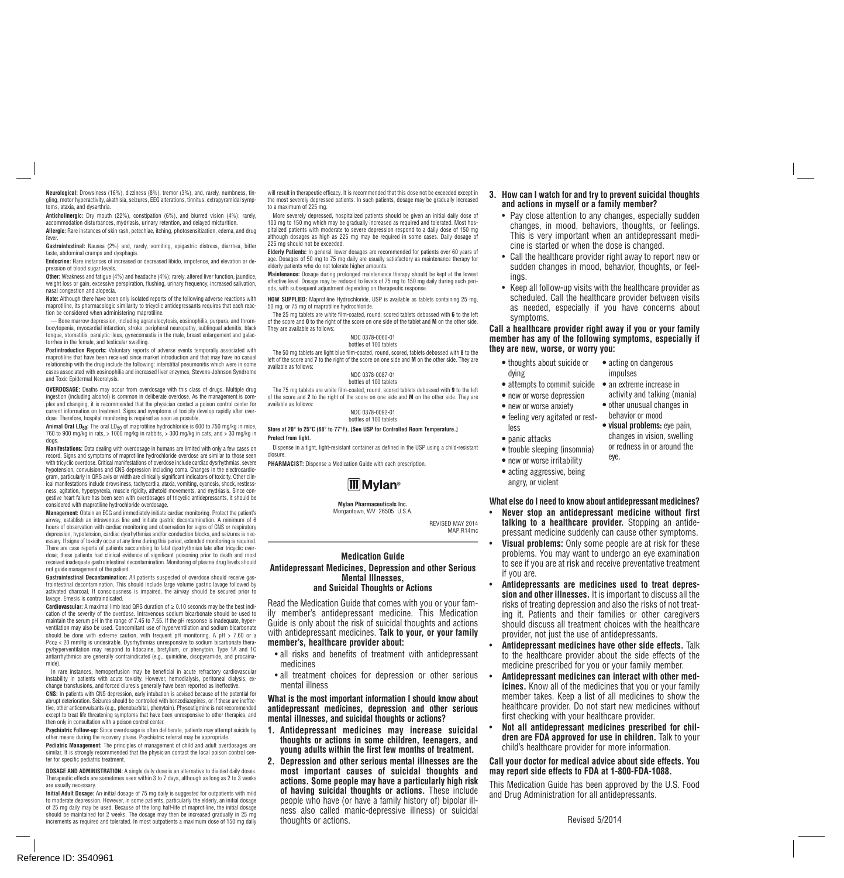**Neurological:** Drowsiness (16%), dizziness (8%), tremor (3%), and, rarely, numbness, tingling, motor hyperactivity, akathisia, seizures, EEG alterations, tinnitus, extrapyramidal symptoms, ataxia, and dysarthria.

**Anticholinergic:** Dry mouth (22%), constipation (6%), and blurred vision (4%); rarely, accommodation disturbances, mydriasis, urinary retention, and delayed micturition.

**Allergic:** Rare instances of skin rash, petechiae, itching, photosensitization, edema, and drug fever.

**Gastrointestinal:** Nausea (2%) and, rarely, vomiting, epigastric distress, diarrhea, bitter taste, abdominal cramps and dysphagia.

**Endocrine:** Rare instances of increased or decreased libido, impotence, and elevation or depression of blood sugar levels.

**Other:** Weakness and fatigue (4%) and headache (4%); rarely, altered liver function, jaundice, weight loss or gain, excessive perspiration, flushing, urinary frequency, increased salivation, nasal congestion and alopecia.

**Note:** Although there have been only isolated reports of the following adverse reactions with maprotiline, its pharmacologic similarity to tricyclic antidepressants requires that each reaction be considered when administering maprotiline.

— Bone marrow depression, including agranulocytosis, eosinophilia, purpura, and thrombocytopenia, myocardial infarction, stroke, peripheral neuropathy, sublingual adenitis, black tongue, stomatitis, paralytic ileus, gynecomastia in the male, breast enlargement and galactorrhea in the female, and testicular swelling.

**Postintroduction Reports:** Voluntary reports of adverse events temporally associated with maprotiline that have been received since market introduction and that may have no casual relationship with the drug include the following: interstitial pneumonitis which were in some cases associated with eosinophilia and increased liver enzymes, Stevens-Johnson Syndrome and Toxic Epidermal Necrolysis.

**OVERDOSAGE:** Deaths may occur from overdosage with this class of drugs. Multiple drug ingestion (including alcohol) is common in deliberate overdose. As the management is complex and changing, it is recommended that the physician contact a poison control center for current information on treatment. Signs and symptoms of toxicity develop rapidly after overdose. Therefore, hospital monitoring is required as soon as possible.

**Animal Oral $LD_{50}$:** The oral $LD_{50}$ of maprotiline hydrochloride is 600 to 750 mg/kg in mice, 760 to 900 mg/kg in rats, > 1000 mg/kg in rabbits, > 300 mg/kg in cats, and > 30 mg/kg in dogs.

**Manifestations:** Data dealing with overdosage in humans are limited with only a few cases on record. Signs and symptoms of maprotiline hydrochloride overdose are similar to those seen with tricyclic overdose. Critical manifestations of overdose include cardiac dysrhythmias, severe hypotension, convulsions and CNS depression including coma. Changes in the electrocardiogram, particularly in QRS axis or width are clinically significant indicators of toxicity. Other clinical manifestations include drowsiness, tachycardia, ataxia, vomiting, cyanosis, shock, restlessness, agitation, hyperpyrexia, muscle rigidity, athetoid movements, and mydriasis. Since congestive heart failure has been seen with overdosages of tricyclic antidepressants, it should be considered with maprotiline hydrochloride overdosage.

**Management:** Obtain an ECG and immediately initiate cardiac monitoring. Protect the patient's airway, establish an intravenous line and initiate gastric decontamination. A minimum of 6 hours of observation with cardiac monitoring and observation for signs of CNS or respiratory depression, hypotension, cardiac dysrhythmias and/or conduction blocks, and seizures is necessary. If signs of toxicity occur at any time during this period, extended monitoring is required. There are case reports of patients succumbing to fatal dysrhythmias late after tricyclic overdose; these patients had clinical evidence of significant poisoning prior to death and most received inadequate gastrointestinal decontamination. Monitoring of plasma drug levels should not guide management of the patient.

**Gastrointestinal Decontamination:** All patients suspected of overdose should receive gastrointestinal decontamination. This should include large volume gastric lavage followed by activated charcoal. If consciousness is impaired, the airway should be secured prior to lavage. Emesis is contraindicated.

**Cardiovascular:** A maximal limb lead QRS duration of ≥ 0.10 seconds may be the best indication of the severity of the overdose. Intravenous sodium bicarbonate should be used to maintain the serum pH in the range of 7.45 to 7.55. If the pH response is inadequate, hyperventilation may also be used. Concomitant use of hyperventilation and sodium bicarbonate should be done with extreme caution, with frequent pH monitoring. A pH > 7.60 or a $P_{CO_2}$ < 20 mmHg is undesirable. Dysrhythmias unresponsive to sodium bicarbonate therapy/hyperventilation may respond to lidocaine, bretylium, or phenytoin. Type 1A and 1C antiarrhythmics are generally contraindicated (e.g., quinidine, disopyramide, and procainamide).

In rare instances, hemoperfusion may be beneficial in acute refractory cardiovascular instability in patients with acute toxicity. However, hemodialysis, peritoneal dialysis, exchange transfusions, and forced diuresis generally have been reported as ineffective.

**CNS:** In patients with CNS depression, early intubation is advised because of the potential for abrupt deterioration. Seizures should be controlled with benzodiazepines, or if these are ineffective, other anticonvulsants (e.g., phenobarbital, phenytoin). Physostigmine is not recommended except to treat life threatening symptoms that have been unresponsive to other therapies, and then only in consultation with a poison control center.

**Psychiatric Follow-up:** Since overdosage is often deliberate, patients may attempt suicide by other means during the recovery phase. Psychiatric referral may be appropriate.

**Pediatric Management:** The principles of management of child and adult overdosages are similar. It is strongly recommended that the physician contact the local poison control center for specific pediatric treatment.

**DOSAGE AND ADMINISTRATION:** A single daily dose is an alternative to divided daily doses. Therapeutic effects are sometimes seen within 3 to 7 days, although as long as 2 to 3 weeks are usually necessary.

**Initial Adult Dosage:** An initial dosage of 75 mg daily is suggested for outpatients with mild to moderate depression. However, in some patients, particularly the elderly, an initial dosage of 25 mg daily may be used. Because of the long half-life of maprotiline, the initial dosage should be maintained for 2 weeks. The dosage may then be increased gradually in 25 mg increments as required and tolerated. In most outpatients a maximum dose of 150 mg daily will result in therapeutic efficacy. It is recommended that this dose not be exceeded except in the most severely depressed patients. In such patients, dosage may be gradually increased to a maximum of 225 mg.

More severely depressed, hospitalized patients should be given an initial daily dose of 100 mg to 150 mg which may be gradually increased as required and tolerated. Most hospitalized patients with moderate to severe depression respond to a daily dose of 150 mg although dosages as high as 225 mg may be required in some cases. Daily dosage of 225 mg should not be exceeded.

**Elderly Patients:** In general, lower dosages are recommended for patients over 60 years of age. Dosages of 50 mg to 75 mg daily are usually satisfactory as maintenance therapy for elderly patients who do not tolerate higher amounts.

**Maintenance:** Dosage during prolonged maintenance therapy should be kept at the lowest effective level. Dosage may be reduced to levels of 75 mg to 150 mg daily during such periods, with subsequent adjustment depending on therapeutic response.

**HOW SUPPLIED:** Maprotiline Hydrochloride, USP is available as tablets containing 25 mg, 50 mg, or 75 mg of maprotiline hydrochloride.

The 25 mg tablets are white film-coated, round, scored tablets debossed with **6** to the left of the score and **0** to the right of the score on one side of the tablet and **M** on the other side. They are available as follows:

NDC 0378-0060-01
bottles of 100 tablets

The 50 mg tablets are light blue film-coated, round, scored, tablets debossed with **8** to the left of the score and **7** to the right of the score on one side and **M** on the other side. They are available as follows:

NDC 0378-0087-01
bottles of 100 tablets

The 75 mg tablets are white film-coated, round, scored tablets debossed with **9** to the left of the score and **2** to the right of the score on one side and **M** on the other side. They are available as follows:

NDC 0378-0092-01
bottles of 100 tablets

**Store at 20° to 25°C (68° to 77°F). [See USP for Controlled Room Temperature.]**

**Protect from light.**

Dispense in a tight, light-resistant container as defined in the USP using a child-resistant closure.

**PHARMACIST:** Dispense a Medication Guide with each prescription.

Mylan®

**Mylan Pharmaceuticals Inc.**
Morgantown, WV 26505 U.S.A.

REVISED MAY 2014
MAP:R14mc

## Medication Guide
## Antidepressant Medicines, Depression and other Serious Mental Illnesses, and Suicidal Thoughts or Actions

Read the Medication Guide that comes with you or your family member's antidepressant medicine. This Medication Guide is only about the risk of suicidal thoughts and actions with antidepressant medicines. **Talk to your, or your family member's, healthcare provider about:**

- all risks and benefits of treatment with antidepressant medicines
- all treatment choices for depression or other serious mental illness

**What is the most important information I should know about antidepressant medicines, depression and other serious mental illnesses, and suicidal thoughts or actions?**

1. **Antidepressant medicines may increase suicidal thoughts or actions in some children, teenagers, and young adults within the first few months of treatment.**
2. **Depression and other serious mental illnesses are the most important causes of suicidal thoughts and actions. Some people may have a particularly high risk of having suicidal thoughts or actions.** These include people who have (or have a family history of) bipolar illness also called manic-depressive illness) or suicidal thoughts or actions.
3. **How can I watch for and try to prevent suicidal thoughts and actions in myself or a family member?**
   - Pay close attention to any changes, especially sudden changes, in mood, behaviors, thoughts, or feelings. This is very important when an antidepressant medicine is started or when the dose is changed.
   - Call the healthcare provider right away to report new or sudden changes in mood, behavior, thoughts, or feelings.
   - Keep all follow-up visits with the healthcare provider as scheduled. Call the healthcare provider between visits as needed, especially if you have concerns about symptoms.

**Call a healthcare provider right away if you or your family member has any of the following symptoms, especially if they are new, worse, or worry you:**

- thoughts about suicide or dying
- attempts to commit suicide
- new or worse depression
- new or worse anxiety
- feeling very agitated or restless
- panic attacks
- trouble sleeping (insomnia)
- new or worse irritability
- acting aggressive, being angry, or violent
- acting on dangerous impulses
- an extreme increase in activity and talking (mania)
- other unusual changes in behavior or mood
- **visual problems:** eye pain, changes in vision, swelling or redness in or around the eye.

**What else do I need to know about antidepressant medicines?**

- **Never stop an antidepressant medicine without first talking to a healthcare provider.** Stopping an antidepressant medicine suddenly can cause other symptoms.
- **Visual problems:** Only some people are at risk for these problems. You may want to undergo an eye examination to see if you are at risk and receive preventative treatment if you are.
- **Antidepressants are medicines used to treat depression and other illnesses.** It is important to discuss all the risks of treating depression and also the risks of not treating it. Patients and their families or other caregivers should discuss all treatment choices with the healthcare provider, not just the use of antidepressants.
- **Antidepressant medicines have other side effects.** Talk to the healthcare provider about the side effects of the medicine prescribed for you or your family member.
- **Antidepressant medicines can interact with other medicines.** Know all of the medicines that you or your family member takes. Keep a list of all medicines to show the healthcare provider. Do not start new medicines without first checking with your healthcare provider.
- **Not all antidepressant medicines prescribed for children are FDA approved for use in children.** Talk to your child's healthcare provider for more information.

**Call your doctor for medical advice about side effects. You may report side effects to FDA at 1-800-FDA-1088.**

This Medication Guide has been approved by the U.S. Food and Drug Administration for all antidepressants.

Revised 5/2014

Reference ID: 3540961